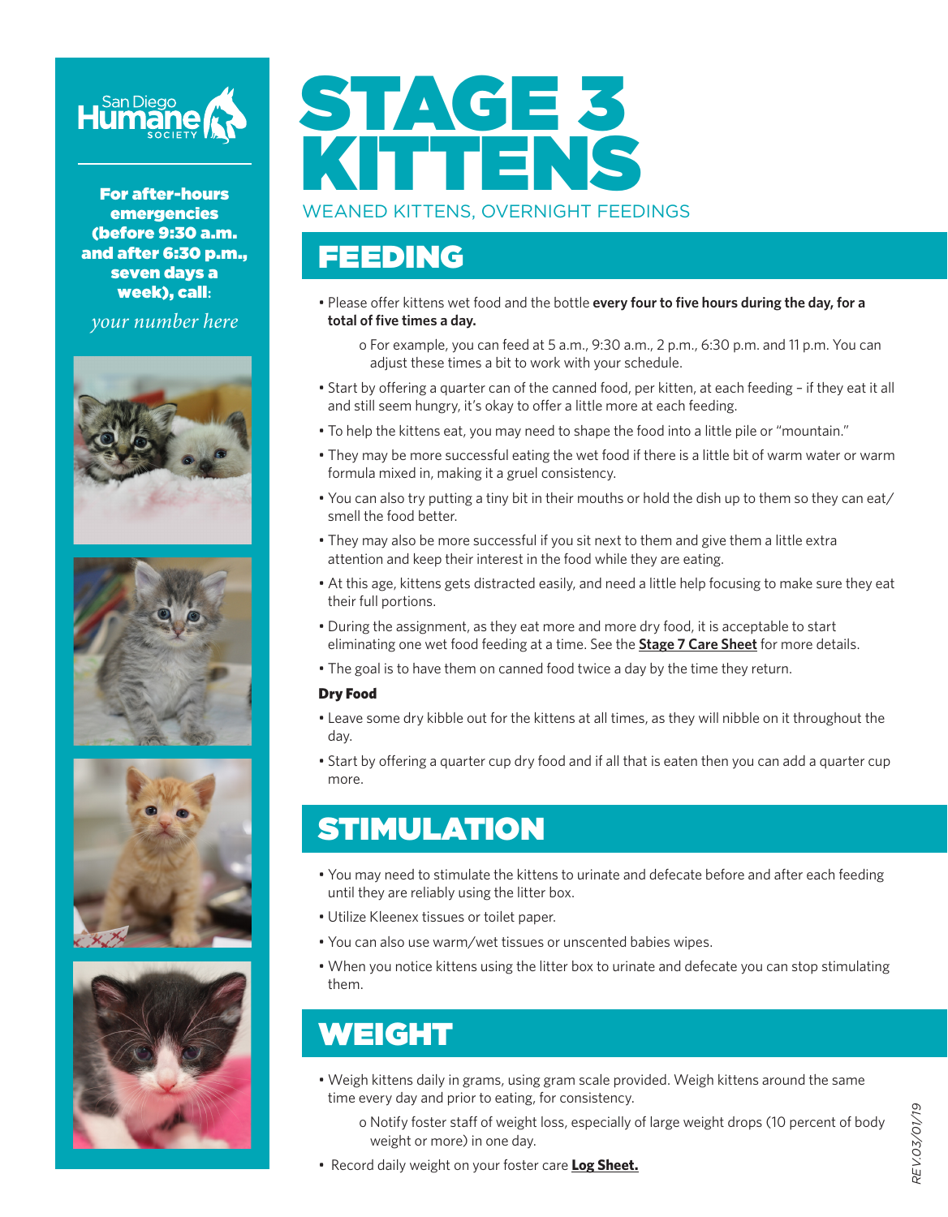San Diego Humane Society

**For after-hours emergencies (before 9:30 a.m. and after 6:30 p.m., seven days a week), call:**

*your number here*

# STAGE 3 KITTENS

WEANED KITTENS, OVERNIGHT FEEDINGS

## FEEDING

- Please offer kittens wet food and the bottle **every four to five hours during the day, for a total of five times a day.**
  - For example, you can feed at 5 a.m., 9:30 a.m., 2 p.m., 6:30 p.m. and 11 p.m. You can adjust these times a bit to work with your schedule.
- Start by offering a quarter can of the canned food, per kitten, at each feeding – if they eat it all and still seem hungry, it's okay to offer a little more at each feeding.
- To help the kittens eat, you may need to shape the food into a little pile or "mountain."
- They may be more successful eating the wet food if there is a little bit of warm water or warm formula mixed in, making it a gruel consistency.
- You can also try putting a tiny bit in their mouths or hold the dish up to them so they can eat/smell the food better.
- They may also be more successful if you sit next to them and give them a little extra attention and keep their interest in the food while they are eating.
- At this age, kittens gets distracted easily, and need a little help focusing to make sure they eat their full portions.
- During the assignment, as they eat more and more dry food, it is acceptable to start eliminating one wet food feeding at a time. See the **Stage 7 Care Sheet** for more details.
- The goal is to have them on canned food twice a day by the time they return.

### Dry Food

- Leave some dry kibble out for the kittens at all times, as they will nibble on it throughout the day.
- Start by offering a quarter cup dry food and if all that is eaten then you can add a quarter cup more.

## STIMULATION

- You may need to stimulate the kittens to urinate and defecate before and after each feeding until they are reliably using the litter box.
- Utilize Kleenex tissues or toilet paper.
- You can also use warm/wet tissues or unscented babies wipes.
- When you notice kittens using the litter box to urinate and defecate you can stop stimulating them.

## WEIGHT

- Weigh kittens daily in grams, using gram scale provided. Weigh kittens around the same time every day and prior to eating, for consistency.
  - Notify foster staff of weight loss, especially of large weight drops (10 percent of body weight or more) in one day.
- Record daily weight on your foster care **Log Sheet.**

REV.03/01/19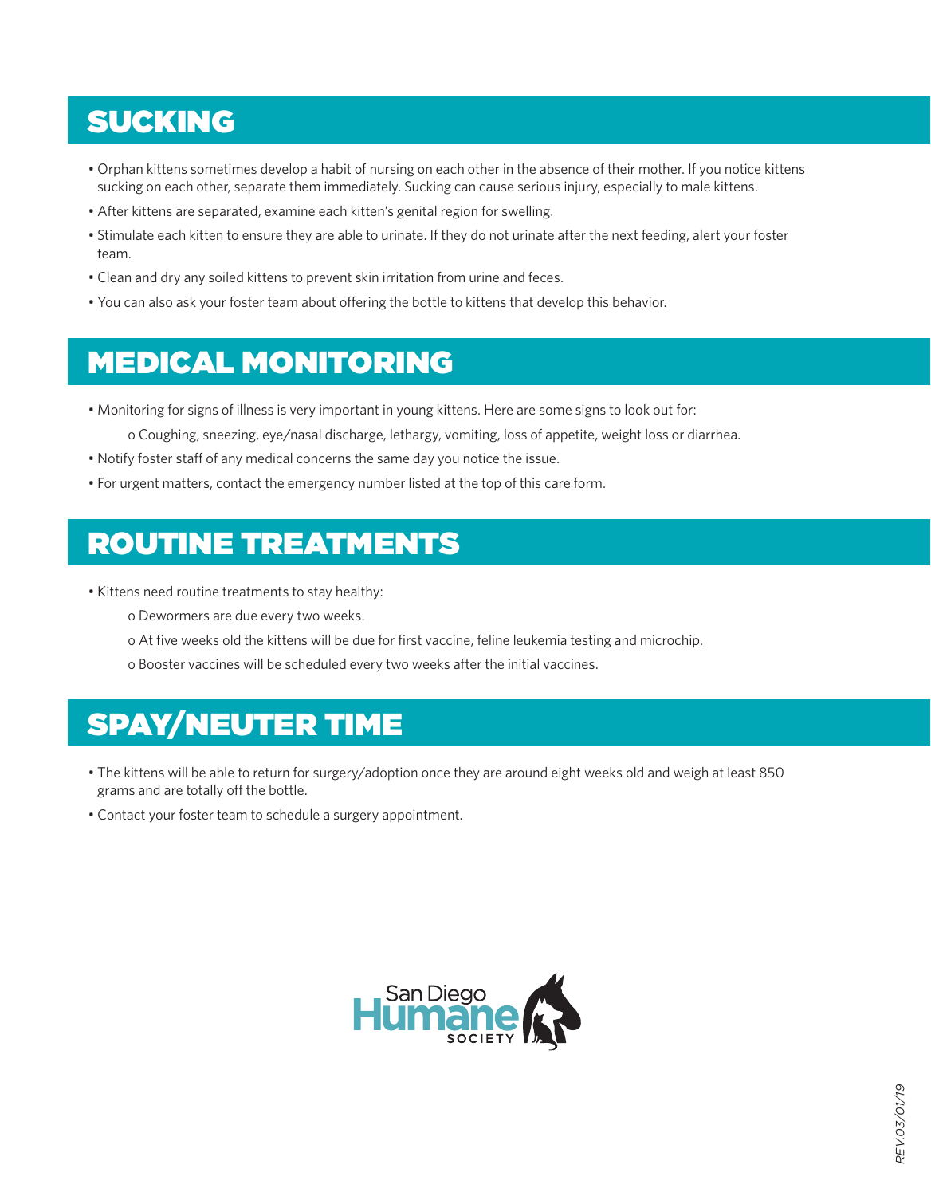## SUCKING

- Orphan kittens sometimes develop a habit of nursing on each other in the absence of their mother. If you notice kittens sucking on each other, separate them immediately. Sucking can cause serious injury, especially to male kittens.
- After kittens are separated, examine each kitten's genital region for swelling.
- Stimulate each kitten to ensure they are able to urinate. If they do not urinate after the next feeding, alert your foster team.
- Clean and dry any soiled kittens to prevent skin irritation from urine and feces.
- You can also ask your foster team about offering the bottle to kittens that develop this behavior.

## MEDICAL MONITORING

- Monitoring for signs of illness is very important in young kittens. Here are some signs to look out for:
  - Coughing, sneezing, eye/nasal discharge, lethargy, vomiting, loss of appetite, weight loss or diarrhea.
- Notify foster staff of any medical concerns the same day you notice the issue.
- For urgent matters, contact the emergency number listed at the top of this care form.

## ROUTINE TREATMENTS

- Kittens need routine treatments to stay healthy:
  - Dewormers are due every two weeks.
  - At five weeks old the kittens will be due for first vaccine, feline leukemia testing and microchip.
  - Booster vaccines will be scheduled every two weeks after the initial vaccines.

## SPAY/NEUTER TIME

- The kittens will be able to return for surgery/adoption once they are around eight weeks old and weigh at least 850 grams and are totally off the bottle.
- Contact your foster team to schedule a surgery appointment.

San Diego Humane Society

REV.03/01/19